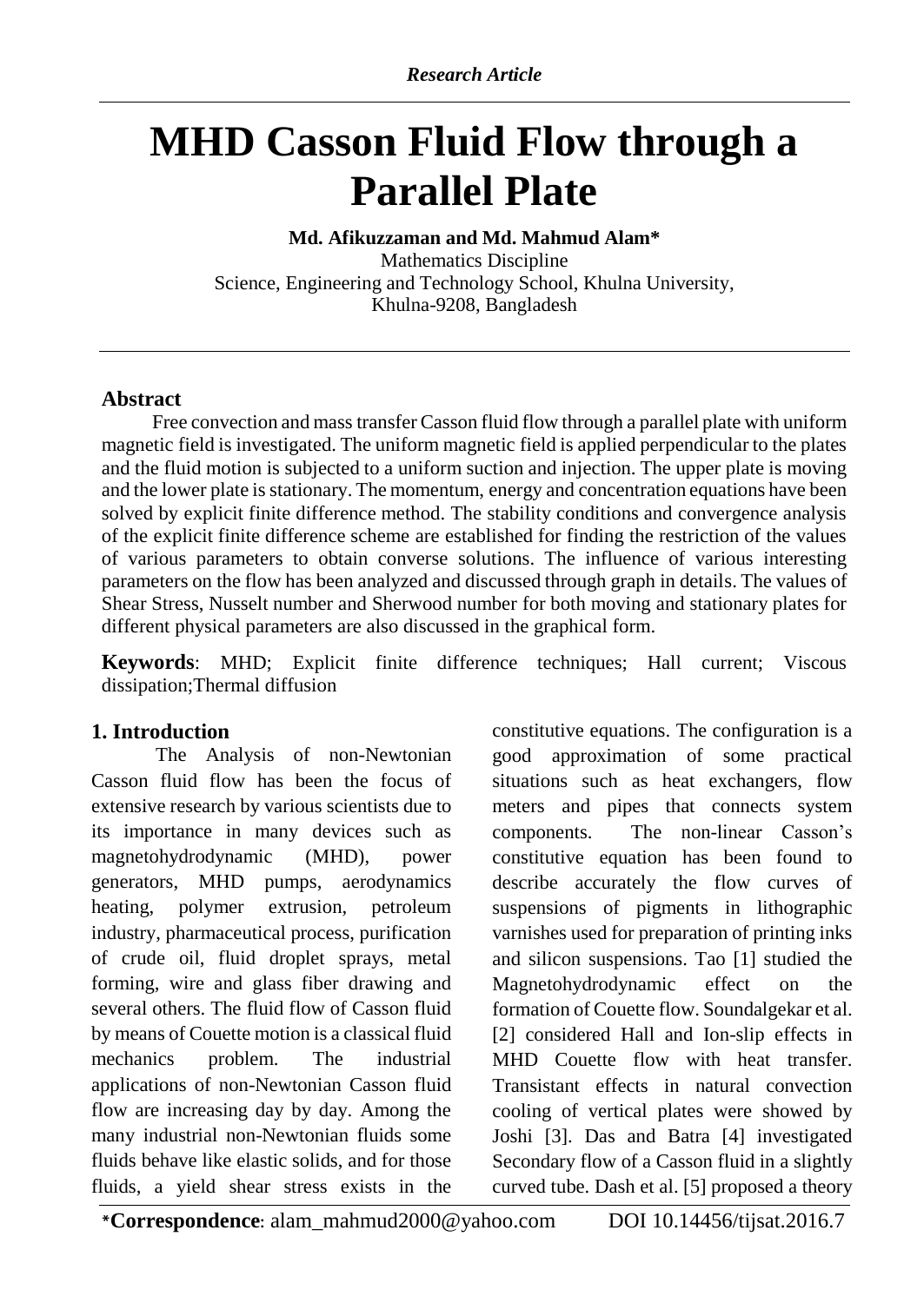*Research Article*

# MHD Casson Fluid Flow through a Parallel Plate

**Md. Afikuzzaman and Md. Mahmud Alam***

Mathematics Discipline
Science, Engineering and Technology School, Khulna University,
Khulna-9208, Bangladesh

## Abstract

Free convection and mass transfer Casson fluid flow through a parallel plate with uniform magnetic field is investigated. The uniform magnetic field is applied perpendicular to the plates and the fluid motion is subjected to a uniform suction and injection. The upper plate is moving and the lower plate is stationary. The momentum, energy and concentration equations have been solved by explicit finite difference method. The stability conditions and convergence analysis of the explicit finite difference scheme are established for finding the restriction of the values of various parameters to obtain converse solutions. The influence of various interesting parameters on the flow has been analyzed and discussed through graph in details. The values of Shear Stress, Nusselt number and Sherwood number for both moving and stationary plates for different physical parameters are also discussed in the graphical form.

**Keywords**: MHD; Explicit finite difference techniques; Hall current; Viscous dissipation;Thermal diffusion

## 1. Introduction

The Analysis of non-Newtonian Casson fluid flow has been the focus of extensive research by various scientists due to its importance in many devices such as magnetohydrodynamic (MHD), power generators, MHD pumps, aerodynamics heating, polymer extrusion, petroleum industry, pharmaceutical process, purification of crude oil, fluid droplet sprays, metal forming, wire and glass fiber drawing and several others. The fluid flow of Casson fluid by means of Couette motion is a classical fluid mechanics problem. The industrial applications of non-Newtonian Casson fluid flow are increasing day by day. Among the many industrial non-Newtonian fluids some fluids behave like elastic solids, and for those fluids, a yield shear stress exists in the constitutive equations. The configuration is a good approximation of some practical situations such as heat exchangers, flow meters and pipes that connects system components. The non-linear Casson's constitutive equation has been found to describe accurately the flow curves of suspensions of pigments in lithographic varnishes used for preparation of printing inks and silicon suspensions. Tao [1] studied the Magnetohydrodynamic effect on the formation of Couette flow. Soundalgekar et al. [2] considered Hall and Ion-slip effects in MHD Couette flow with heat transfer. Transistant effects in natural convection cooling of vertical plates were showed by Joshi [3]. Das and Batra [4] investigated Secondary flow of a Casson fluid in a slightly curved tube. Dash et al. [5] proposed a theory

***Correspondence**: alam_mahmud2000@yahoo.com DOI 10.14456/tijsat.2016.7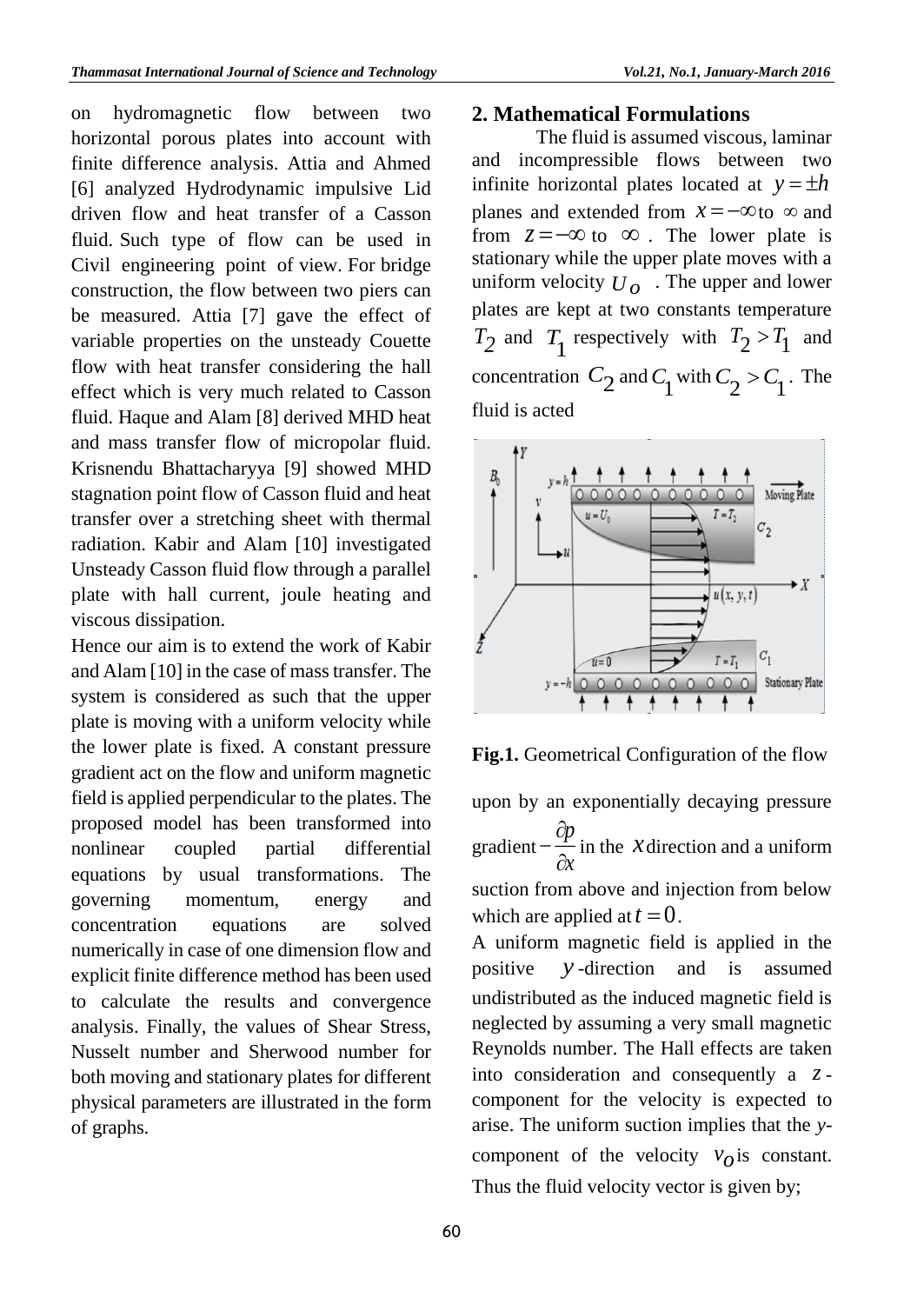on hydromagnetic flow between two horizontal porous plates into account with finite difference analysis. Attia and Ahmed [6] analyzed Hydrodynamic impulsive Lid driven flow and heat transfer of a Casson fluid. Such type of flow can be used in Civil engineering point of view. For bridge construction, the flow between two piers can be measured. Attia [7] gave the effect of variable properties on the unsteady Couette flow with heat transfer considering the hall effect which is very much related to Casson fluid. Haque and Alam [8] derived MHD heat and mass transfer flow of micropolar fluid. Krisnendu Bhattacharyya [9] showed MHD stagnation point flow of Casson fluid and heat transfer over a stretching sheet with thermal radiation. Kabir and Alam [10] investigated Unsteady Casson fluid flow through a parallel plate with hall current, joule heating and viscous dissipation.

Hence our aim is to extend the work of Kabir and Alam [10] in the case of mass transfer. The system is considered as such that the upper plate is moving with a uniform velocity while the lower plate is fixed. A constant pressure gradient act on the flow and uniform magnetic field is applied perpendicular to the plates. The proposed model has been transformed into nonlinear coupled partial differential equations by usual transformations. The governing momentum, energy and concentration equations are solved numerically in case of one dimension flow and explicit finite difference method has been used to calculate the results and convergence analysis. Finally, the values of Shear Stress, Nusselt number and Sherwood number for both moving and stationary plates for different physical parameters are illustrated in the form of graphs.

## 2. Mathematical Formulations

The fluid is assumed viscous, laminar and incompressible flows between two infinite horizontal plates located at $y = \pm h$ planes and extended from $x = -\infty$ to $\infty$ and from $z = -\infty$ to $\infty$. The lower plate is stationary while the upper plate moves with a uniform velocity $U_o$. The upper and lower plates are kept at two constants temperature $T_2$ and $T_1$ respectively with $T_2 > T_1$ and concentration $C_2$ and $C_1$ with $C_2 > C_1$. The fluid is acted

**Fig.1.** Geometrical Configuration of the flow

upon by an exponentially decaying pressure gradient $-\dfrac{\partial p}{\partial x}$ in the $x$ direction and a uniform suction from above and injection from below which are applied at $t = 0$.

A uniform magnetic field is applied in the positive $y$-direction and is assumed undistributed as the induced magnetic field is neglected by assuming a very small magnetic Reynolds number. The Hall effects are taken into consideration and consequently a $z$-component for the velocity is expected to arise. The uniform suction implies that the $y$-component of the velocity $v_o$ is constant. Thus the fluid velocity vector is given by;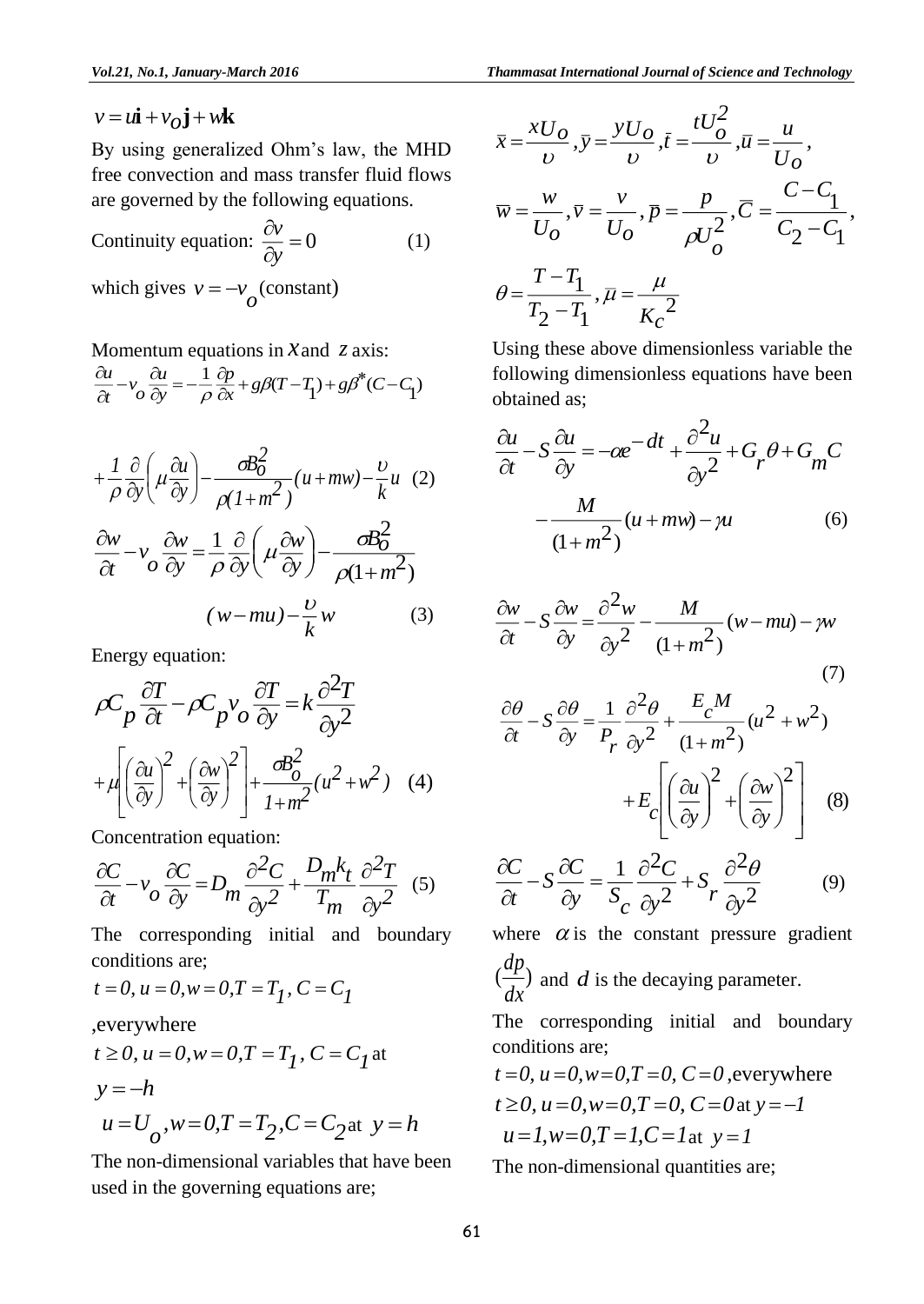$v = u\mathbf{i} + v_o\mathbf{j} + w\mathbf{k}$

By using generalized Ohm's law, the MHD free convection and mass transfer fluid flows are governed by the following equations.

Continuity equation: $\dfrac{\partial v}{\partial y} = 0$ (1)

which gives $v = -v_o$ (constant)

Momentum equations in $x$ and $z$ axis:

$$\frac{\partial u}{\partial t} - v_o \frac{\partial u}{\partial y} = -\frac{1}{\rho}\frac{\partial p}{\partial x} + g\beta(T - T_1) + g\beta^*(C - C_1)$$

$$+\frac{1}{\rho}\frac{\partial}{\partial y}\left(\mu\frac{\partial u}{\partial y}\right) - \frac{\sigma B_o^2}{\rho(1+m^2)}(u + mw) - \frac{\upsilon}{k}u \quad (2)$$

$$\frac{\partial w}{\partial t} - v_o \frac{\partial w}{\partial y} = \frac{1}{\rho}\frac{\partial}{\partial y}\left(\mu\frac{\partial w}{\partial y}\right) - \frac{\sigma B_o^2}{\rho(1+m^2)}(w - mu) - \frac{\upsilon}{k}w \quad (3)$$

Energy equation:

$$\rho C_p \frac{\partial T}{\partial t} - \rho C_p v_o \frac{\partial T}{\partial y} = k\frac{\partial^2 T}{\partial y^2} + \mu\left[\left(\frac{\partial u}{\partial y}\right)^2 + \left(\frac{\partial w}{\partial y}\right)^2\right] + \frac{\sigma B_o^2}{1+m^2}(u^2 + w^2) \quad (4)$$

Concentration equation:

$$\frac{\partial C}{\partial t} - v_o \frac{\partial C}{\partial y} = D_m \frac{\partial^2 C}{\partial y^2} + \frac{D_m k_t}{T_m}\frac{\partial^2 T}{\partial y^2} \quad (5)$$

The corresponding initial and boundary conditions are;

$t = 0, u = 0, w = 0, T = T_1, C = C_1$, everywhere

$t \geq 0, u = 0, w = 0, T = T_1, C = C_1$ at $y = -h$

$u = U_o, w = 0, T = T_2, C = C_2$ at $y = h$

The non-dimensional variables that have been used in the governing equations are;

$$\bar{x} = \frac{xU_o}{\upsilon}, \bar{y} = \frac{yU_o}{\upsilon}, \bar{t} = \frac{tU_o^2}{\upsilon}, \bar{u} = \frac{u}{U_o},$$

$$\bar{w} = \frac{w}{U_o}, \bar{v} = \frac{v}{U_o}, \bar{p} = \frac{p}{\rho U_o^2}, \bar{C} = \frac{C - C_1}{C_2 - C_1},$$

$$\theta = \frac{T - T_1}{T_2 - T_1}, \bar{\mu} = \frac{\mu}{K_c^2}$$

Using these above dimensionless variable the following dimensionless equations have been obtained as;

$$\frac{\partial u}{\partial t} - S\frac{\partial u}{\partial y} = -\alpha e^{-dt} + \frac{\partial^2 u}{\partial y^2} + G_r\theta + G_m C - \frac{M}{(1+m^2)}(u + mw) - \gamma u \quad (6)$$

$$\frac{\partial w}{\partial t} - S\frac{\partial w}{\partial y} = \frac{\partial^2 w}{\partial y^2} - \frac{M}{(1+m^2)}(w - mu) - \gamma w \quad (7)$$

$$\frac{\partial \theta}{\partial t} - S\frac{\partial \theta}{\partial y} = \frac{1}{P_r}\frac{\partial^2 \theta}{\partial y^2} + \frac{E_c M}{(1+m^2)}(u^2 + w^2) + E_c\left[\left(\frac{\partial u}{\partial y}\right)^2 + \left(\frac{\partial w}{\partial y}\right)^2\right] \quad (8)$$

$$\frac{\partial C}{\partial t} - S\frac{\partial C}{\partial y} = \frac{1}{S_c}\frac{\partial^2 C}{\partial y^2} + S_r\frac{\partial^2 \theta}{\partial y^2} \quad (9)$$

where $\alpha$ is the constant pressure gradient $(\frac{dp}{dx})$ and $d$ is the decaying parameter.

The corresponding initial and boundary conditions are;

$t = 0, u = 0, w = 0, T = 0, C = 0$, everywhere

$t \geq 0, u = 0, w = 0, T = 0, C = 0$ at $y = -1$

$u = 1, w = 0, T = 1, C = 1$ at $y = 1$

The non-dimensional quantities are;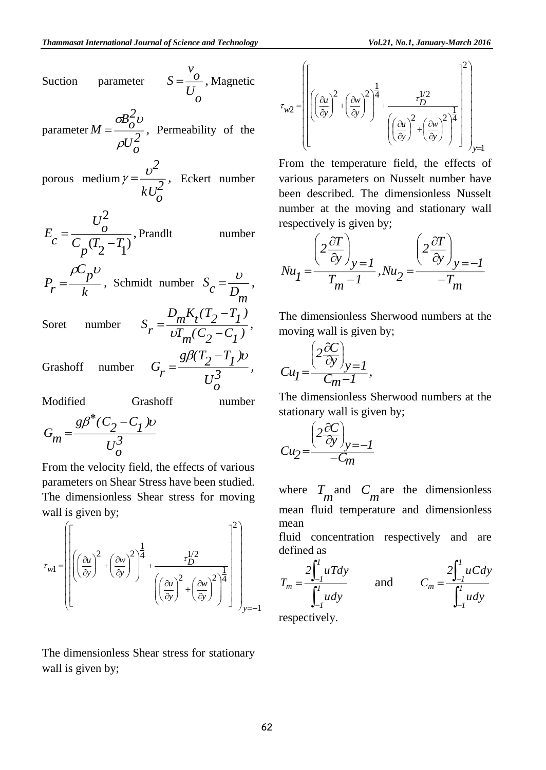Suction parameter $S = \frac{v_o}{U_o}$, Magnetic parameter $M = \frac{\sigma B_o^2 \upsilon}{\rho U_o^2}$, Permeability of the porous medium $\gamma = \frac{\upsilon^2}{k U_o^2}$, Eckert number $E_c = \frac{U_o^2}{C_p (T_2 - T_1)}$, Prandlt number $P_r = \frac{\rho C_p \upsilon}{k}$, Schmidt number $S_c = \frac{\upsilon}{D_m}$, Soret number $S_r = \frac{D_m K_t (T_2 - T_1)}{\upsilon T_m (C_2 - C_1)}$, Grashoff number $G_r = \frac{g\beta (T_2 - T_1)\upsilon}{U_o^3}$, Modified Grashoff number

$$G_m = \frac{g\beta^* (C_2 - C_1)\upsilon}{U_o^3}$$

From the velocity field, the effects of various parameters on Shear Stress have been studied. The dimensionless Shear stress for moving wall is given by;

$$\tau_{w1} = \left( \left[ \left( \left(\frac{\partial u}{\partial y}\right)^2 + \left(\frac{\partial w}{\partial y}\right)^2 \right)^{\frac{1}{4}} + \frac{\tau_D^{1/2}}{\left( \left(\frac{\partial u}{\partial y}\right)^2 + \left(\frac{\partial w}{\partial y}\right)^2 \right)^{\frac{1}{4}}} \right]^2 \right)_{y=-1}$$

The dimensionless Shear stress for stationary wall is given by;

$$\tau_{w2} = \left( \left[ \left( \left(\frac{\partial u}{\partial y}\right)^2 + \left(\frac{\partial w}{\partial y}\right)^2 \right)^{\frac{1}{4}} + \frac{\tau_D^{1/2}}{\left( \left(\frac{\partial u}{\partial y}\right)^2 + \left(\frac{\partial w}{\partial y}\right)^2 \right)^{\frac{1}{4}}} \right]^2 \right)_{y=1}$$

From the temperature field, the effects of various parameters on Nusselt number have been described. The dimensionless Nusselt number at the moving and stationary wall respectively is given by;

$$Nu_1 = \frac{\left(2\frac{\partial T}{\partial y}\right)_{y=1}}{T_m - 1}, \quad Nu_2 = \frac{\left(2\frac{\partial T}{\partial y}\right)_{y=-1}}{-T_m}$$

The dimensionless Sherwood numbers at the moving wall is given by;

$$Cu_1 = \frac{\left(2\frac{\partial C}{\partial y}\right)_{y=1}}{C_m - 1},$$

The dimensionless Sherwood numbers at the stationary wall is given by;

$$Cu_2 = \frac{\left(2\frac{\partial C}{\partial y}\right)_{y=-1}}{-C_m}$$

where $T_m$ and $C_m$ are the dimensionless mean fluid temperature and dimensionless mean fluid concentration respectively and are defined as

$$T_m = \frac{2\int_{-1}^{1} uT dy}{\int_{-1}^{1} u dy} \quad \text{and} \quad C_m = \frac{2\int_{-1}^{1} uC dy}{\int_{-1}^{1} u dy}$$

respectively.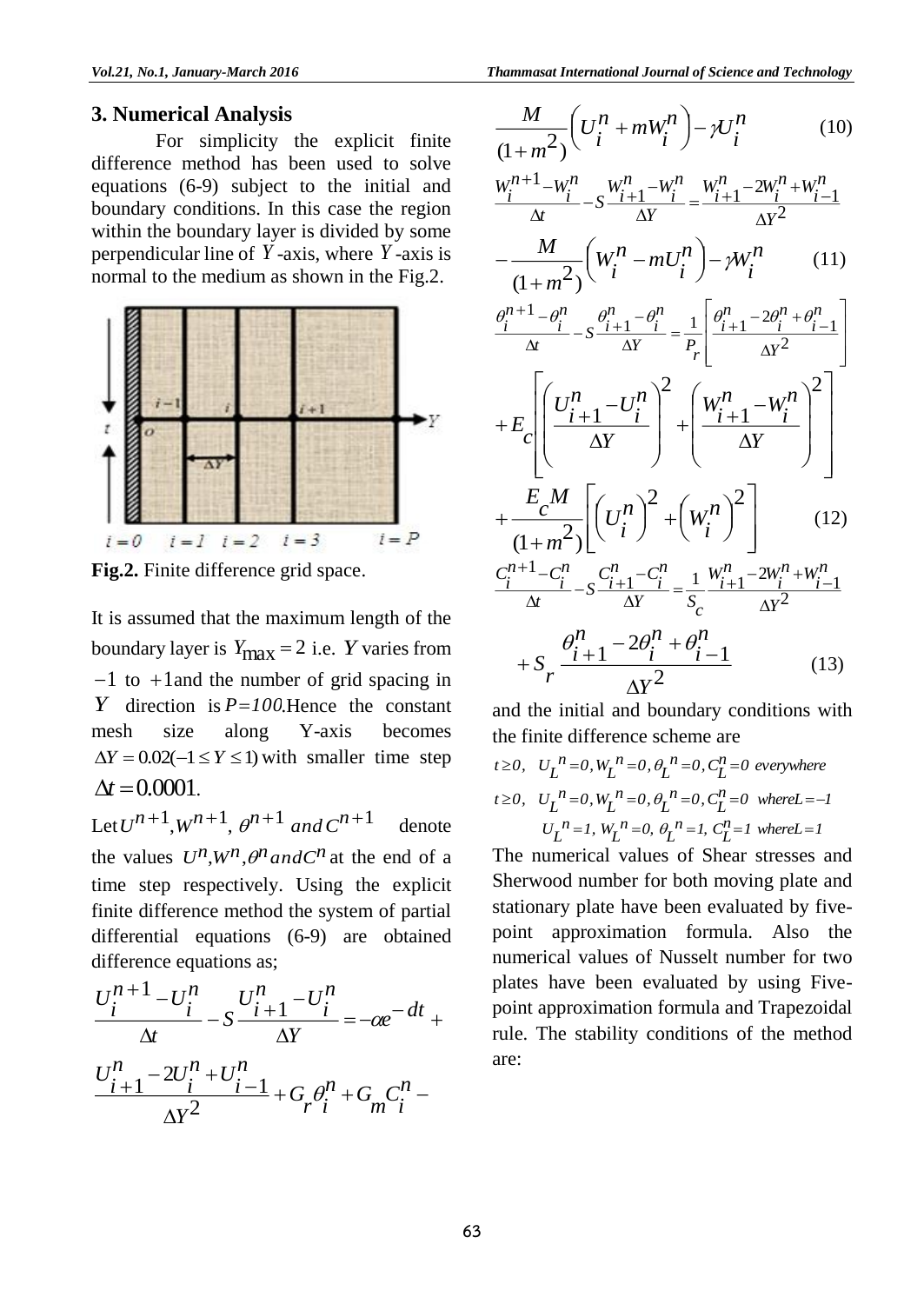## 3. Numerical Analysis

For simplicity the explicit finite difference method has been used to solve equations (6-9) subject to the initial and boundary conditions. In this case the region within the boundary layer is divided by some perpendicular line of $Y$-axis, where $Y$-axis is normal to the medium as shown in the Fig.2.

**Fig.2.** Finite difference grid space.

It is assumed that the maximum length of the boundary layer is $Y_{\max} = 2$ i.e. $Y$ varies from $-1$ to $+1$ and the number of grid spacing in $Y$ direction is $P=100$. Hence the constant mesh size along Y-axis becomes $\Delta Y = 0.02(-1 \le Y \le 1)$ with smaller time step $\Delta t = 0.0001$.

Let $U^{n+1}, W^{n+1}, \theta^{n+1}$ and $C^{n+1}$ denote the values $U^n, W^n, \theta^n$ and $C^n$ at the end of a time step respectively. Using the explicit finite difference method the system of partial differential equations (6-9) are obtained difference equations as;

$$\frac{U_i^{n+1} - U_i^n}{\Delta t} - S\frac{U_{i+1}^n - U_i^n}{\Delta Y} = -\alpha e^{-dt} + \frac{U_{i+1}^n - 2U_i^n + U_{i-1}^n}{\Delta Y^2} + G_r\theta_i^n + G_m C_i^n - \frac{M}{(1+m^2)}\left(U_i^n + mW_i^n\right) - \gamma U_i^n \tag{10}$$

$$\frac{W_i^{n+1} - W_i^n}{\Delta t} - S\frac{W_{i+1}^n - W_i^n}{\Delta Y} = \frac{W_{i+1}^n - 2W_i^n + W_{i-1}^n}{\Delta Y^2} - \frac{M}{(1+m^2)}\left(W_i^n - mU_i^n\right) - \gamma W_i^n \tag{11}$$

$$\frac{\theta_i^{n+1} - \theta_i^n}{\Delta t} - S\frac{\theta_{i+1}^n - \theta_i^n}{\Delta Y} = \frac{1}{P_r}\left[\frac{\theta_{i+1}^n - 2\theta_i^n + \theta_{i-1}^n}{\Delta Y^2}\right] + E_c\left[\left(\frac{U_{i+1}^n - U_i^n}{\Delta Y}\right)^2 + \left(\frac{W_{i+1}^n - W_i^n}{\Delta Y}\right)^2\right] + \frac{E_c M}{(1+m^2)}\left[\left(U_i^n\right)^2 + \left(W_i^n\right)^2\right] \tag{12}$$

$$\frac{C_i^{n+1} - C_i^n}{\Delta t} - S\frac{C_{i+1}^n - C_i^n}{\Delta Y} = \frac{1}{S_c}\frac{W_{i+1}^n - 2W_i^n + W_{i-1}^n}{\Delta Y^2} + S_r\frac{\theta_{i+1}^n - 2\theta_i^n + \theta_{i-1}^n}{\Delta Y^2} \tag{13}$$

and the initial and boundary conditions with the finite difference scheme are

$t \ge 0,\ \ U_L^n = 0, W_L^n = 0, \theta_L^n = 0, C_L^n = 0$ everywhere

$t \ge 0,\ \ U_L^n = 0, W_L^n = 0, \theta_L^n = 0, C_L^n = 0$ where $L = -1$

$U_L^n = 1,\ W_L^n = 0,\ \theta_L^n = 1,\ C_L^n = 1$ where $L = 1$

The numerical values of Shear stresses and Sherwood number for both moving plate and stationary plate have been evaluated by five-point approximation formula. Also the numerical values of Nusselt number for two plates have been evaluated by using Five-point approximation formula and Trapezoidal rule. The stability conditions of the method are: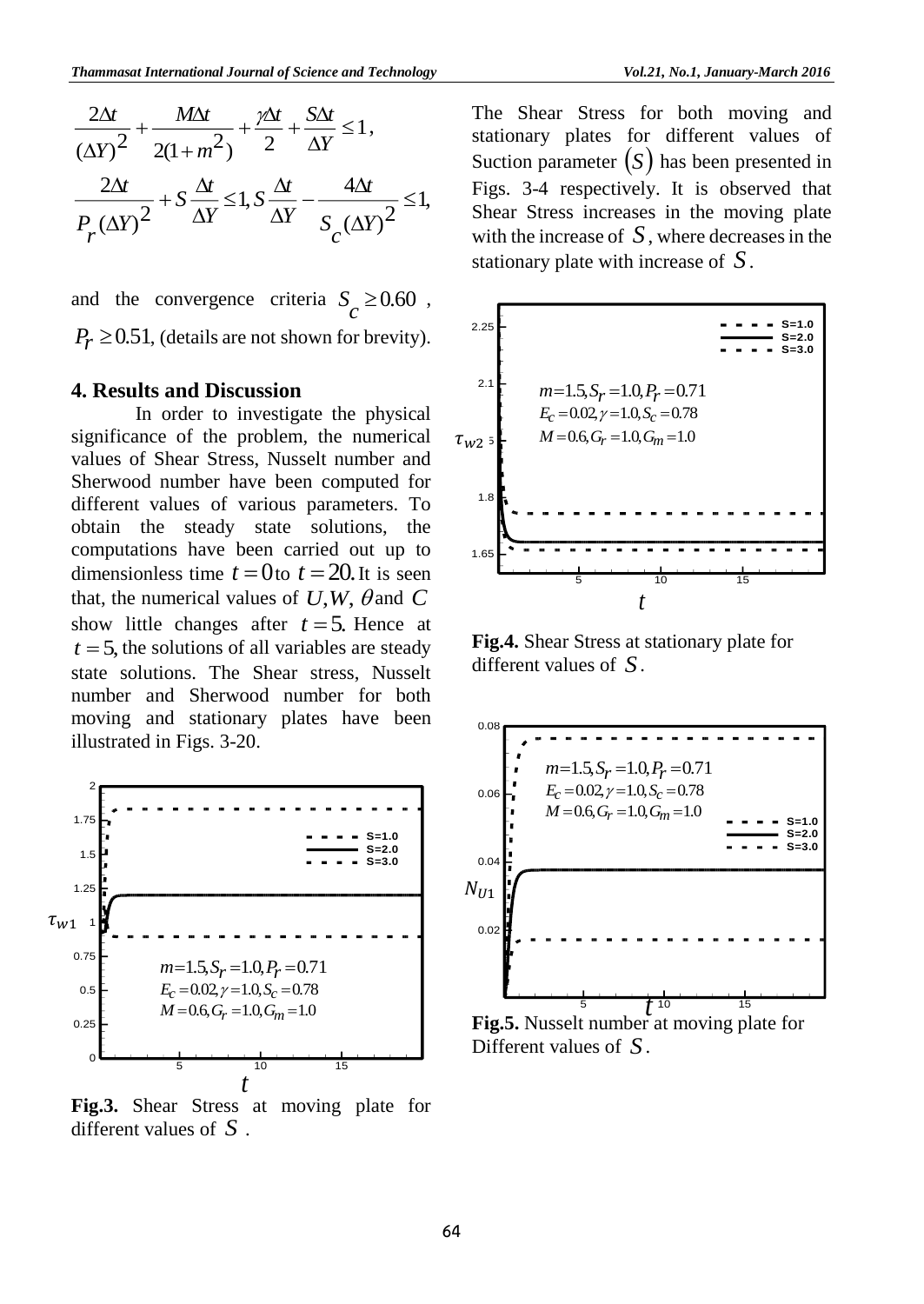$$\frac{2\Delta t}{(\Delta Y)^2} + \frac{M\Delta t}{2(1+m^2)} + \frac{\gamma\Delta t}{2} + \frac{S\Delta t}{\Delta Y} \le 1,$$

$$\frac{2\Delta t}{P_r(\Delta Y)^2} + S\frac{\Delta t}{\Delta Y} \le 1, S\frac{\Delta t}{\Delta Y} - \frac{4\Delta t}{S_c(\Delta Y)^2} \le 1,$$

and the convergence criteria $S_c \ge 0.60$ , $P_r \ge 0.51$, (details are not shown for brevity).

## 4. Results and Discussion

In order to investigate the physical significance of the problem, the numerical values of Shear Stress, Nusselt number and Sherwood number have been computed for different values of various parameters. To obtain the steady state solutions, the computations have been carried out up to dimensionless time $t = 0$ to $t = 20$. It is seen that, the numerical values of $U, W, \theta$ and $C$ show little changes after $t = 5$. Hence at $t = 5$, the solutions of all variables are steady state solutions. The Shear stress, Nusselt number and Sherwood number for both moving and stationary plates have been illustrated in Figs. 3-20.

**Fig.3.** Shear Stress at moving plate for different values of $S$ .

The Shear Stress for both moving and stationary plates for different values of Suction parameter $(S)$ has been presented in Figs. 3-4 respectively. It is observed that Shear Stress increases in the moving plate with the increase of $S$, where decreases in the stationary plate with increase of $S$.

**Fig.4.** Shear Stress at stationary plate for different values of $S$.

**Fig.5.** Nusselt number at moving plate for Different values of $S$.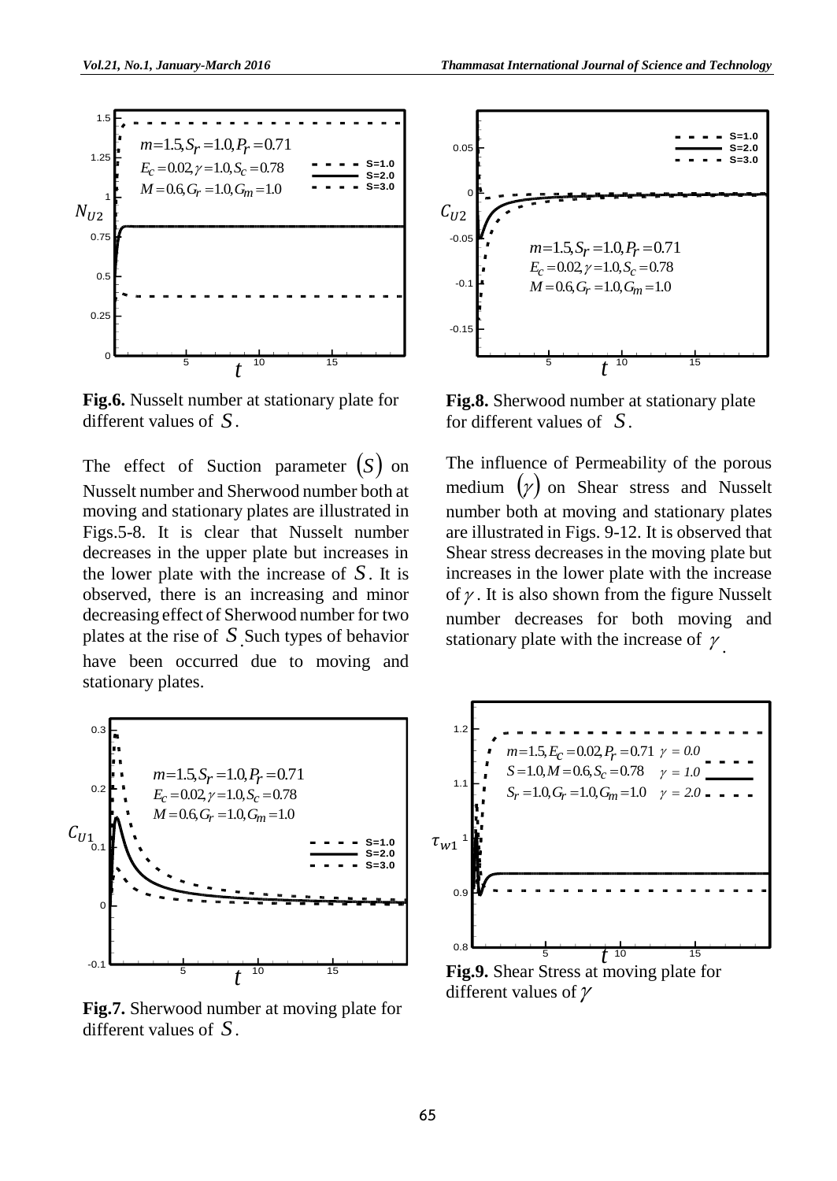**Fig.6.** Nusselt number at stationary plate for different values of $S$.

**Fig.8.** Sherwood number at stationary plate for different values of $S$.

The effect of Suction parameter $(S)$ on Nusselt number and Sherwood number both at moving and stationary plates are illustrated in Figs.5-8. It is clear that Nusselt number decreases in the upper plate but increases in the lower plate with the increase of $S$. It is observed, there is an increasing and minor decreasing effect of Sherwood number for two plates at the rise of $S$. Such types of behavior have been occurred due to moving and stationary plates.

The influence of Permeability of the porous medium $(\gamma)$ on Shear stress and Nusselt number both at moving and stationary plates are illustrated in Figs. 9-12. It is observed that Shear stress decreases in the moving plate but increases in the lower plate with the increase of $\gamma$. It is also shown from the figure Nusselt number decreases for both moving and stationary plate with the increase of $\gamma$.

**Fig.7.** Sherwood number at moving plate for different values of $S$.

**Fig.9.** Shear Stress at moving plate for different values of $\gamma$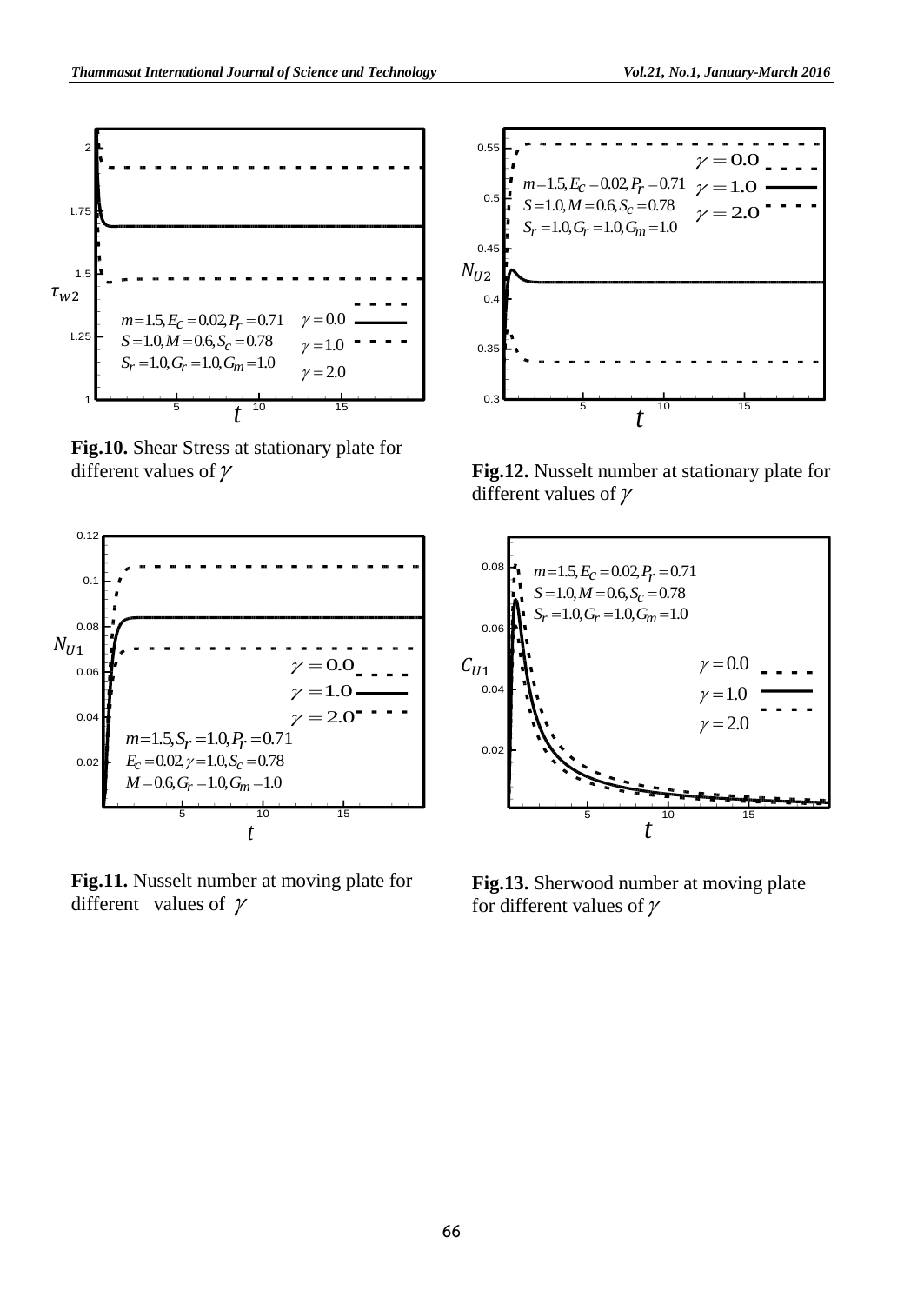**Fig.10.** Shear Stress at stationary plate for different values of $\gamma$

**Fig.11.** Nusselt number at moving plate for different values of $\gamma$

**Fig.12.** Nusselt number at stationary plate for different values of $\gamma$

**Fig.13.** Sherwood number at moving plate for different values of $\gamma$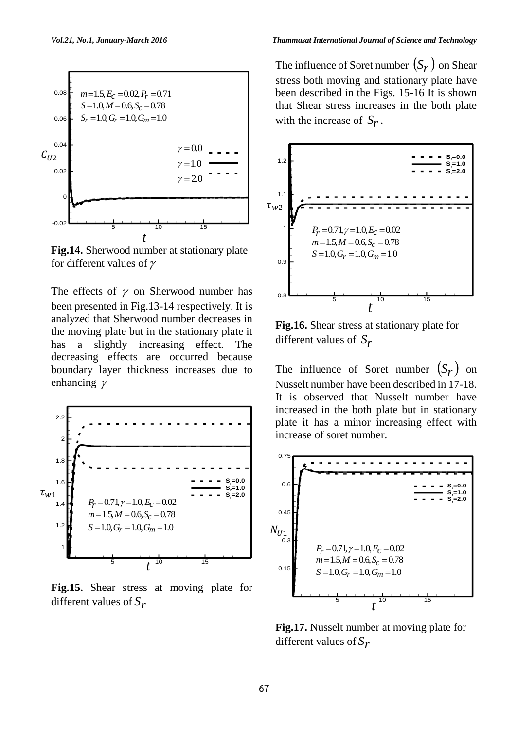**Fig.14.** Sherwood number at stationary plate for different values of $\gamma$

The effects of $\gamma$ on Sherwood number has been presented in Fig.13-14 respectively. It is analyzed that Sherwood number decreases in the moving plate but in the stationary plate it has a slightly increasing effect. The decreasing effects are occurred because boundary layer thickness increases due to enhancing $\gamma$

**Fig.15.** Shear stress at moving plate for different values of $S_r$

The influence of Soret number $(S_r)$ on Shear stress both moving and stationary plate have been described in the Figs. 15-16 It is shown that Shear stress increases in the both plate with the increase of $S_r$.

**Fig.16.** Shear stress at stationary plate for different values of $S_r$

The influence of Soret number $(S_r)$ on Nusselt number have been described in 17-18. It is observed that Nusselt number have increased in the both plate but in stationary plate it has a minor increasing effect with increase of soret number.

**Fig.17.** Nusselt number at moving plate for different values of $S_r$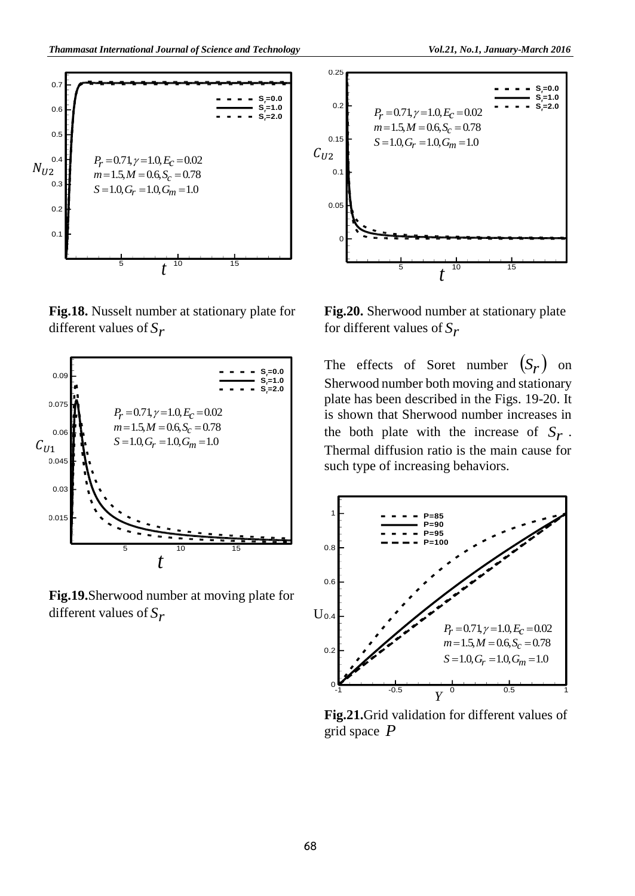**Fig.18.** Nusselt number at stationary plate for different values of $S_r$

**Fig.19.** Sherwood number at moving plate for different values of $S_r$

**Fig.20.** Sherwood number at stationary plate for different values of $S_r$

The effects of Soret number $(S_r)$ on Sherwood number both moving and stationary plate has been described in the Figs. 19-20. It is shown that Sherwood number increases in the both plate with the increase of $S_r$. Thermal diffusion ratio is the main cause for such type of increasing behaviors.

**Fig.21.** Grid validation for different values of grid space $P$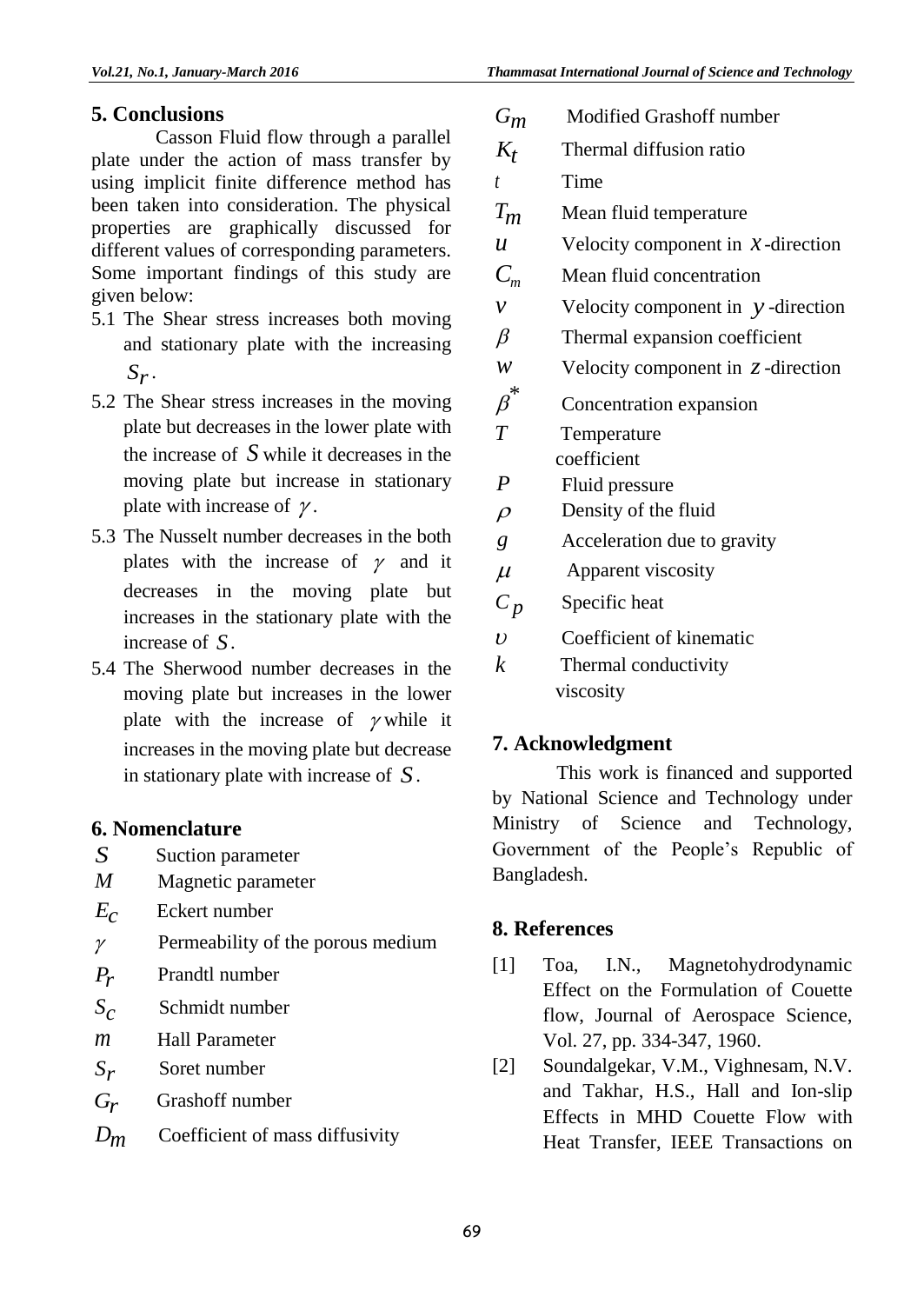## 5. Conclusions

Casson Fluid flow through a parallel plate under the action of mass transfer by using implicit finite difference method has been taken into consideration. The physical properties are graphically discussed for different values of corresponding parameters. Some important findings of this study are given below:

5.1 The Shear stress increases both moving and stationary plate with the increasing $S_r$.

5.2 The Shear stress increases in the moving plate but decreases in the lower plate with the increase of $S$ while it decreases in the moving plate but increase in stationary plate with increase of $\gamma$.

5.3 The Nusselt number decreases in the both plates with the increase of $\gamma$ and it decreases in the moving plate but increases in the stationary plate with the increase of $S$.

5.4 The Sherwood number decreases in the moving plate but increases in the lower plate with the increase of $\gamma$ while it increases in the moving plate but decrease in stationary plate with increase of $S$.

## 6. Nomenclature

| | |
|---|---|
| $S$ | Suction parameter |
| $M$ | Magnetic parameter |
| $E_c$ | Eckert number |
| $\gamma$ | Permeability of the porous medium |
| $P_r$ | Prandtl number |
| $S_c$ | Schmidt number |
| $m$ | Hall Parameter |
| $S_r$ | Soret number |
| $G_r$ | Grashoff number |
| $D_m$ | Coefficient of mass diffusivity |
| $G_m$ | Modified Grashoff number |
| $K_t$ | Thermal diffusion ratio |
| $t$ | Time |
| $T_m$ | Mean fluid temperature |
| $u$ | Velocity component in $x$-direction |
| $C_m$ | Mean fluid concentration |
| $v$ | Velocity component in $y$-direction |
| $\beta$ | Thermal expansion coefficient |
| $w$ | Velocity component in $z$-direction |
| $\beta^*$ | Concentration expansion |
| $T$ | Temperature coefficient |
| $P$ | Fluid pressure |
| $\rho$ | Density of the fluid |
| $g$ | Acceleration due to gravity |
| $\mu$ | Apparent viscosity |
| $C_p$ | Specific heat |
| $\upsilon$ | Coefficient of kinematic |
| $k$ | Thermal conductivity viscosity |

## 7. Acknowledgment

This work is financed and supported by National Science and Technology under Ministry of Science and Technology, Government of the People's Republic of Bangladesh.

## 8. References

[1] Toa, I.N., Magnetohydrodynamic Effect on the Formulation of Couette flow, Journal of Aerospace Science, Vol. 27, pp. 334-347, 1960.

[2] Soundalgekar, V.M., Vighnesam, N.V. and Takhar, H.S., Hall and Ion-slip Effects in MHD Couette Flow with Heat Transfer, IEEE Transactions on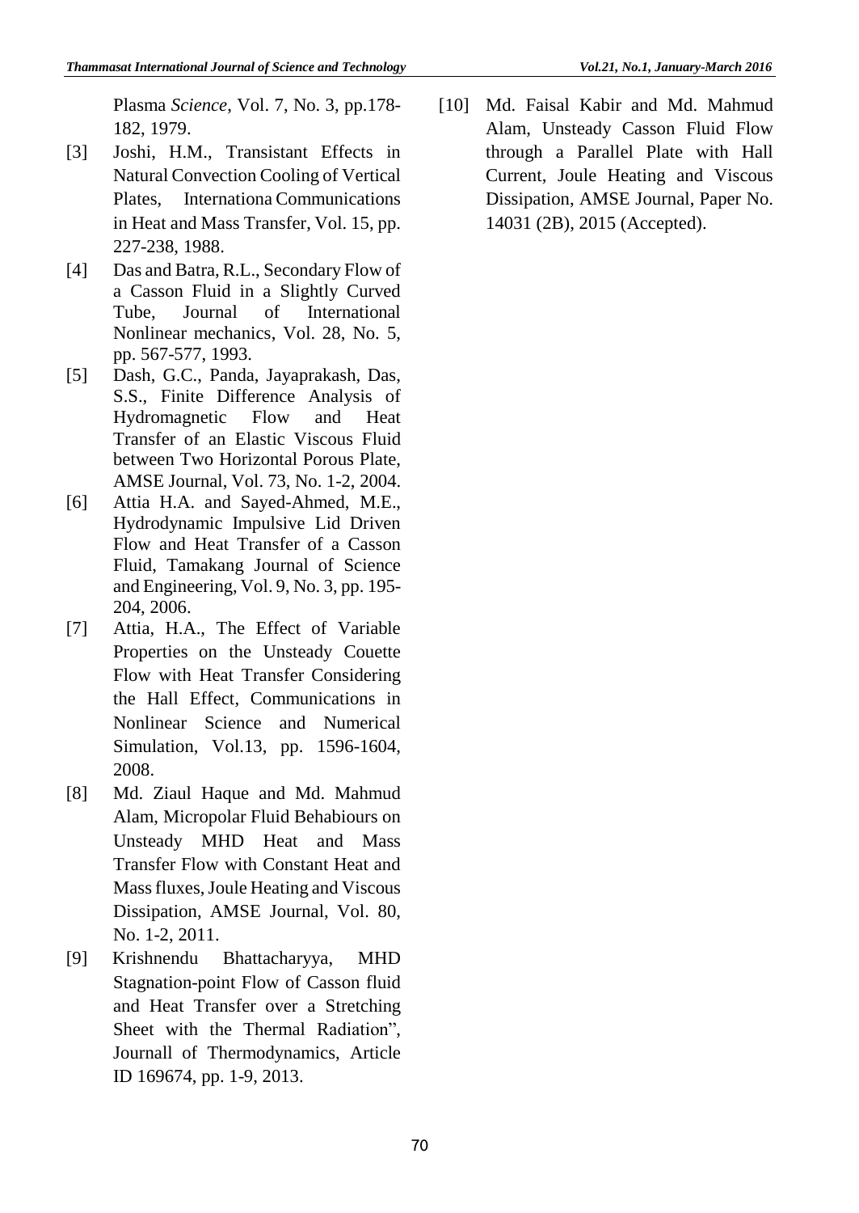Plasma *Science*, Vol. 7, No. 3, pp.178-182, 1979.

[3] Joshi, H.M., Transistant Effects in Natural Convection Cooling of Vertical Plates, Internationa Communications in Heat and Mass Transfer, Vol. 15, pp. 227-238, 1988.

[4] Das and Batra, R.L., Secondary Flow of a Casson Fluid in a Slightly Curved Tube, Journal of International Nonlinear mechanics, Vol. 28, No. 5, pp. 567-577, 1993.

[5] Dash, G.C., Panda, Jayaprakash, Das, S.S., Finite Difference Analysis of Hydromagnetic Flow and Heat Transfer of an Elastic Viscous Fluid between Two Horizontal Porous Plate, AMSE Journal, Vol. 73, No. 1-2, 2004.

[6] Attia H.A. and Sayed-Ahmed, M.E., Hydrodynamic Impulsive Lid Driven Flow and Heat Transfer of a Casson Fluid, Tamakang Journal of Science and Engineering, Vol. 9, No. 3, pp. 195-204, 2006.

[7] Attia, H.A., The Effect of Variable Properties on the Unsteady Couette Flow with Heat Transfer Considering the Hall Effect, Communications in Nonlinear Science and Numerical Simulation, Vol.13, pp. 1596-1604, 2008.

[8] Md. Ziaul Haque and Md. Mahmud Alam, Micropolar Fluid Behabiours on Unsteady MHD Heat and Mass Transfer Flow with Constant Heat and Mass fluxes, Joule Heating and Viscous Dissipation, AMSE Journal, Vol. 80, No. 1-2, 2011.

[9] Krishnendu Bhattacharyya, MHD Stagnation-point Flow of Casson fluid and Heat Transfer over a Stretching Sheet with the Thermal Radiation", Journall of Thermodynamics, Article ID 169674, pp. 1-9, 2013.

[10] Md. Faisal Kabir and Md. Mahmud Alam, Unsteady Casson Fluid Flow through a Parallel Plate with Hall Current, Joule Heating and Viscous Dissipation, AMSE Journal, Paper No. 14031 (2B), 2015 (Accepted).